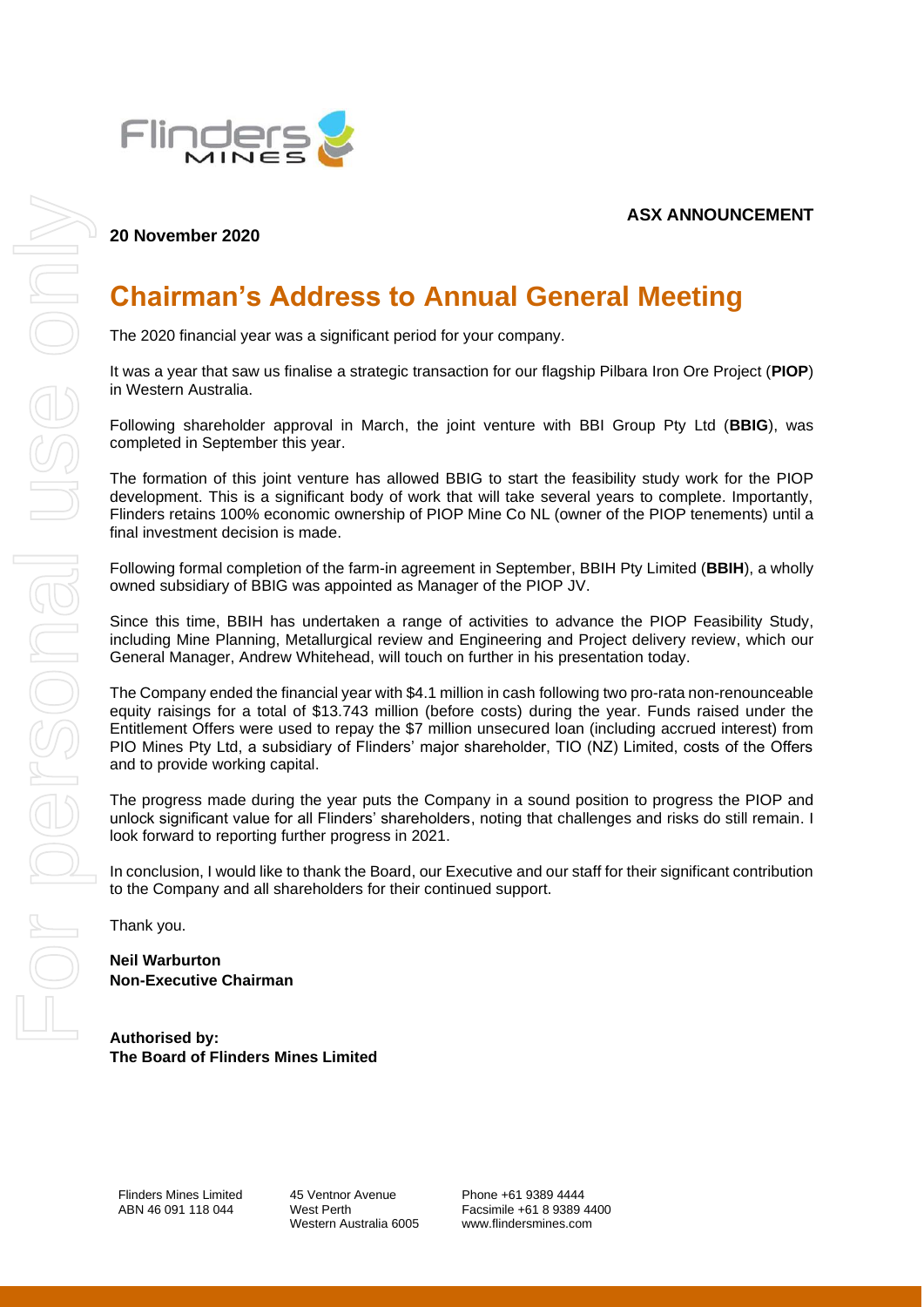**ASX ANNOUNCEMENT**

**20 November 2020**

# Chairman's Address to Annual General Meeting

The 2020 financial year was a significant period for your company.

It was a year that saw us finalise a strategic transaction for our flagship Pilbara Iron Ore Project (**PIOP**) in Western Australia.

Following shareholder approval in March, the joint venture with BBI Group Pty Ltd (**BBIG**), was completed in September this year.

The formation of this joint venture has allowed BBIG to start the feasibility study work for the PIOP development. This is a significant body of work that will take several years to complete. Importantly, Flinders retains 100% economic ownership of PIOP Mine Co NL (owner of the PIOP tenements) until a final investment decision is made.

Following formal completion of the farm-in agreement in September, BBIH Pty Limited (**BBIH**), a wholly owned subsidiary of BBIG was appointed as Manager of the PIOP JV.

Since this time, BBIH has undertaken a range of activities to advance the PIOP Feasibility Study, including Mine Planning, Metallurgical review and Engineering and Project delivery review, which our General Manager, Andrew Whitehead, will touch on further in his presentation today.

The Company ended the financial year with $4.1 million in cash following two pro-rata non-renounceable equity raisings for a total of $13.743 million (before costs) during the year. Funds raised under the Entitlement Offers were used to repay the $7 million unsecured loan (including accrued interest) from PIO Mines Pty Ltd, a subsidiary of Flinders' major shareholder, TIO (NZ) Limited, costs of the Offers and to provide working capital.

The progress made during the year puts the Company in a sound position to progress the PIOP and unlock significant value for all Flinders' shareholders, noting that challenges and risks do still remain. I look forward to reporting further progress in 2021.

In conclusion, I would like to thank the Board, our Executive and our staff for their significant contribution to the Company and all shareholders for their continued support.

Thank you.

**Neil Warburton**
**Non-Executive Chairman**

**Authorised by:**
**The Board of Flinders Mines Limited**

Flinders Mines Limited
ABN 46 091 118 044

45 Ventnor Avenue
West Perth
Western Australia 6005

Phone +61 9389 4444
Facsimile +61 8 9389 4400
www.flindersmines.com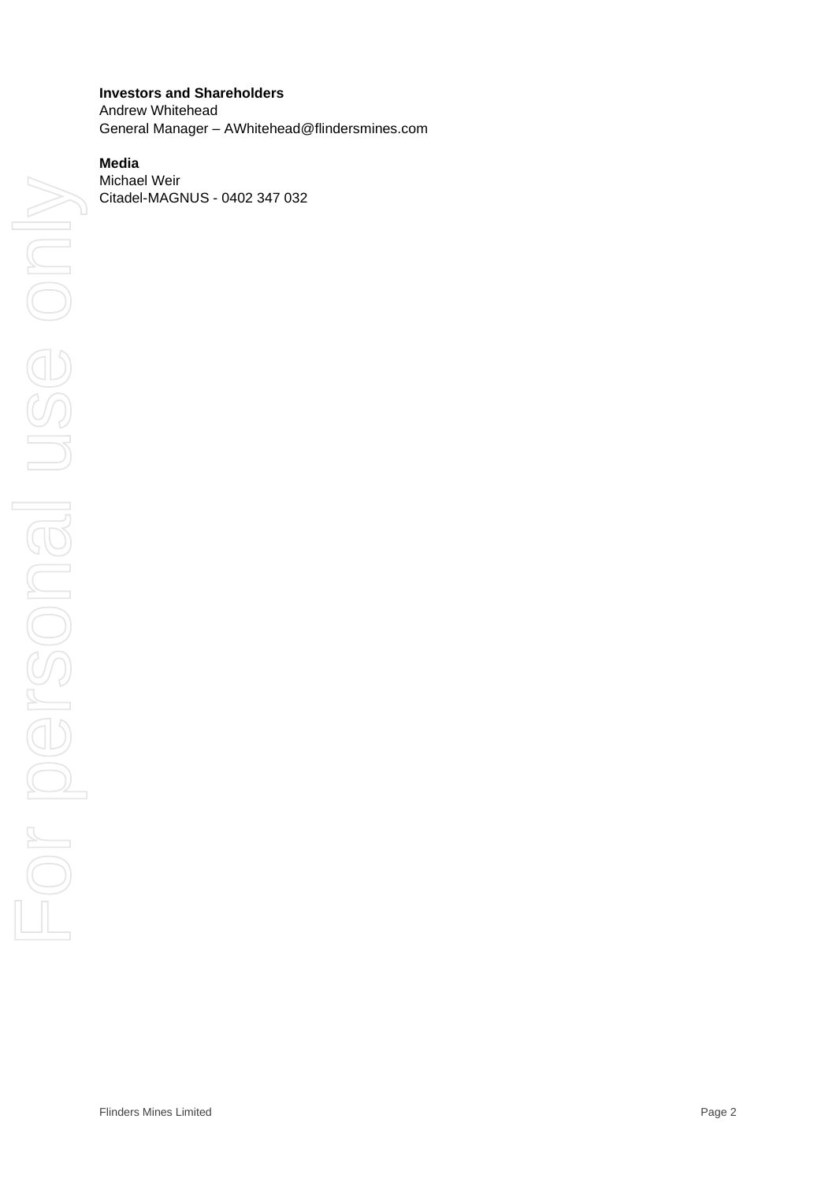**Investors and Shareholders**
Andrew Whitehead
General Manager – AWhitehead@flindersmines.com

**Media**
Michael Weir
Citadel-MAGNUS - 0402 347 032